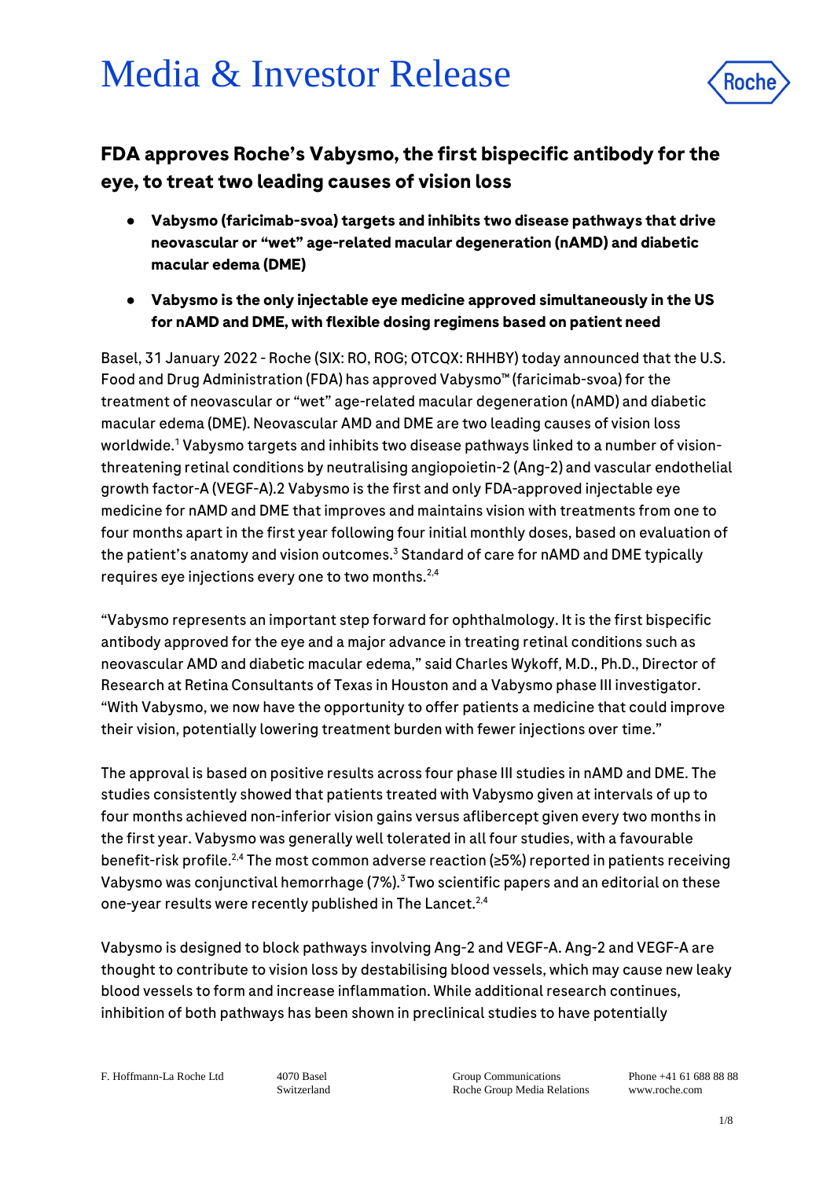# Media & Investor Release

## FDA approves Roche's Vabysmo, the first bispecific antibody for the eye, to treat two leading causes of vision loss

- **Vabysmo (faricimab-svoa) targets and inhibits two disease pathways that drive neovascular or "wet" age-related macular degeneration (nAMD) and diabetic macular edema (DME)**
- **Vabysmo is the only injectable eye medicine approved simultaneously in the US for nAMD and DME, with flexible dosing regimens based on patient need**

Basel, 31 January 2022 - Roche (SIX: RO, ROG; OTCQX: RHHBY) today announced that the U.S. Food and Drug Administration (FDA) has approved Vabysmo™ (faricimab-svoa) for the treatment of neovascular or "wet" age-related macular degeneration (nAMD) and diabetic macular edema (DME). Neovascular AMD and DME are two leading causes of vision loss worldwide.[1] Vabysmo targets and inhibits two disease pathways linked to a number of vision-threatening retinal conditions by neutralising angiopoietin-2 (Ang-2) and vascular endothelial growth factor-A (VEGF-A).2 Vabysmo is the first and only FDA-approved injectable eye medicine for nAMD and DME that improves and maintains vision with treatments from one to four months apart in the first year following four initial monthly doses, based on evaluation of the patient's anatomy and vision outcomes.[3] Standard of care for nAMD and DME typically requires eye injections every one to two months.[2,4]

"Vabysmo represents an important step forward for ophthalmology. It is the first bispecific antibody approved for the eye and a major advance in treating retinal conditions such as neovascular AMD and diabetic macular edema," said Charles Wykoff, M.D., Ph.D., Director of Research at Retina Consultants of Texas in Houston and a Vabysmo phase III investigator. "With Vabysmo, we now have the opportunity to offer patients a medicine that could improve their vision, potentially lowering treatment burden with fewer injections over time."

The approval is based on positive results across four phase III studies in nAMD and DME. The studies consistently showed that patients treated with Vabysmo given at intervals of up to four months achieved non-inferior vision gains versus aflibercept given every two months in the first year. Vabysmo was generally well tolerated in all four studies, with a favourable benefit-risk profile.[2,4] The most common adverse reaction (≥5%) reported in patients receiving Vabysmo was conjunctival hemorrhage (7%).[3] Two scientific papers and an editorial on these one-year results were recently published in The Lancet.[2,4]

Vabysmo is designed to block pathways involving Ang-2 and VEGF-A. Ang-2 and VEGF-A are thought to contribute to vision loss by destabilising blood vessels, which may cause new leaky blood vessels to form and increase inflammation. While additional research continues, inhibition of both pathways has been shown in preclinical studies to have potentially

F. Hoffmann-La Roche Ltd | 4070 Basel Switzerland | Group Communications Roche Group Media Relations | Phone +41 61 688 88 88 www.roche.com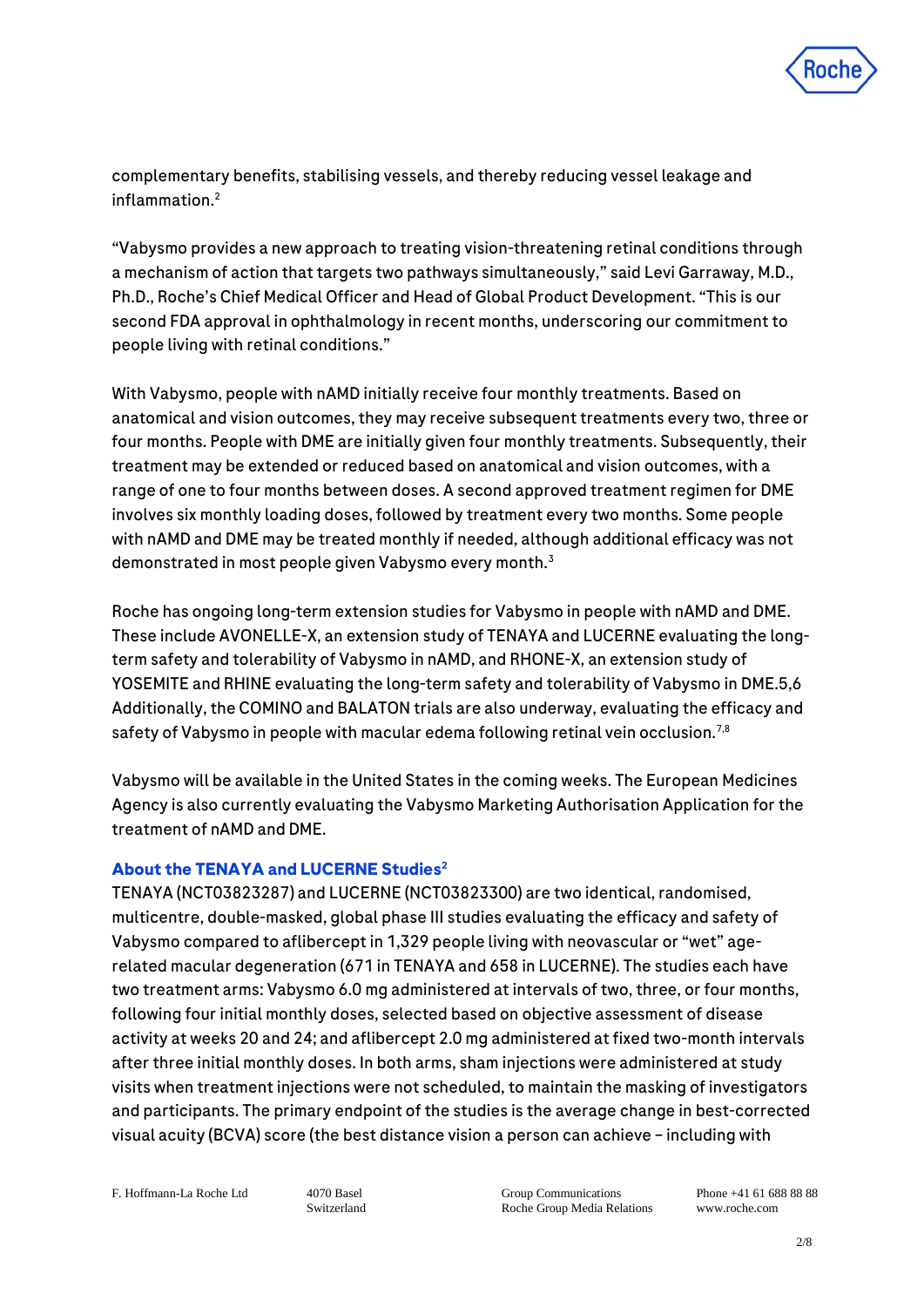complementary benefits, stabilising vessels, and thereby reducing vessel leakage and inflammation.[2]

"Vabysmo provides a new approach to treating vision-threatening retinal conditions through a mechanism of action that targets two pathways simultaneously," said Levi Garraway, M.D., Ph.D., Roche's Chief Medical Officer and Head of Global Product Development. "This is our second FDA approval in ophthalmology in recent months, underscoring our commitment to people living with retinal conditions."

With Vabysmo, people with nAMD initially receive four monthly treatments. Based on anatomical and vision outcomes, they may receive subsequent treatments every two, three or four months. People with DME are initially given four monthly treatments. Subsequently, their treatment may be extended or reduced based on anatomical and vision outcomes, with a range of one to four months between doses. A second approved treatment regimen for DME involves six monthly loading doses, followed by treatment every two months. Some people with nAMD and DME may be treated monthly if needed, although additional efficacy was not demonstrated in most people given Vabysmo every month.[3]

Roche has ongoing long-term extension studies for Vabysmo in people with nAMD and DME. These include AVONELLE-X, an extension study of TENAYA and LUCERNE evaluating the long-term safety and tolerability of Vabysmo in nAMD, and RHONE-X, an extension study of YOSEMITE and RHINE evaluating the long-term safety and tolerability of Vabysmo in DME.5,6 Additionally, the COMINO and BALATON trials are also underway, evaluating the efficacy and safety of Vabysmo in people with macular edema following retinal vein occlusion.[7,8]

Vabysmo will be available in the United States in the coming weeks. The European Medicines Agency is also currently evaluating the Vabysmo Marketing Authorisation Application for the treatment of nAMD and DME.

### About the TENAYA and LUCERNE Studies[2]

TENAYA (NCT03823287) and LUCERNE (NCT03823300) are two identical, randomised, multicentre, double-masked, global phase III studies evaluating the efficacy and safety of Vabysmo compared to aflibercept in 1,329 people living with neovascular or "wet" age-related macular degeneration (671 in TENAYA and 658 in LUCERNE). The studies each have two treatment arms: Vabysmo 6.0 mg administered at intervals of two, three, or four months, following four initial monthly doses, selected based on objective assessment of disease activity at weeks 20 and 24; and aflibercept 2.0 mg administered at fixed two-month intervals after three initial monthly doses. In both arms, sham injections were administered at study visits when treatment injections were not scheduled, to maintain the masking of investigators and participants. The primary endpoint of the studies is the average change in best-corrected visual acuity (BCVA) score (the best distance vision a person can achieve – including with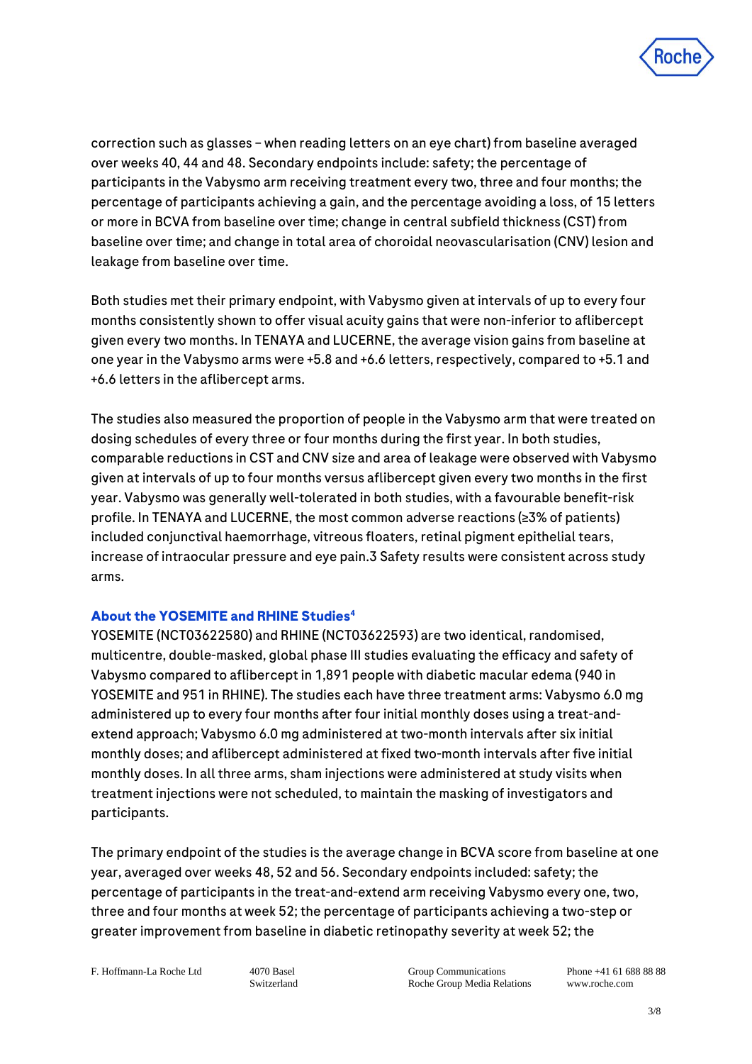correction such as glasses – when reading letters on an eye chart) from baseline averaged over weeks 40, 44 and 48. Secondary endpoints include: safety; the percentage of participants in the Vabysmo arm receiving treatment every two, three and four months; the percentage of participants achieving a gain, and the percentage avoiding a loss, of 15 letters or more in BCVA from baseline over time; change in central subfield thickness (CST) from baseline over time; and change in total area of choroidal neovascularisation (CNV) lesion and leakage from baseline over time.

Both studies met their primary endpoint, with Vabysmo given at intervals of up to every four months consistently shown to offer visual acuity gains that were non-inferior to aflibercept given every two months. In TENAYA and LUCERNE, the average vision gains from baseline at one year in the Vabysmo arms were +5.8 and +6.6 letters, respectively, compared to +5.1 and +6.6 letters in the aflibercept arms.

The studies also measured the proportion of people in the Vabysmo arm that were treated on dosing schedules of every three or four months during the first year. In both studies, comparable reductions in CST and CNV size and area of leakage were observed with Vabysmo given at intervals of up to four months versus aflibercept given every two months in the first year. Vabysmo was generally well-tolerated in both studies, with a favourable benefit-risk profile. In TENAYA and LUCERNE, the most common adverse reactions (≥3% of patients) included conjunctival haemorrhage, vitreous floaters, retinal pigment epithelial tears, increase of intraocular pressure and eye pain.3 Safety results were consistent across study arms.

**About the YOSEMITE and RHINE Studies[4]**

YOSEMITE (NCT03622580) and RHINE (NCT03622593) are two identical, randomised, multicentre, double-masked, global phase III studies evaluating the efficacy and safety of Vabysmo compared to aflibercept in 1,891 people with diabetic macular edema (940 in YOSEMITE and 951 in RHINE). The studies each have three treatment arms: Vabysmo 6.0 mg administered up to every four months after four initial monthly doses using a treat-and-extend approach; Vabysmo 6.0 mg administered at two-month intervals after six initial monthly doses; and aflibercept administered at fixed two-month intervals after five initial monthly doses. In all three arms, sham injections were administered at study visits when treatment injections were not scheduled, to maintain the masking of investigators and participants.

The primary endpoint of the studies is the average change in BCVA score from baseline at one year, averaged over weeks 48, 52 and 56. Secondary endpoints included: safety; the percentage of participants in the treat-and-extend arm receiving Vabysmo every one, two, three and four months at week 52; the percentage of participants achieving a two-step or greater improvement from baseline in diabetic retinopathy severity at week 52; the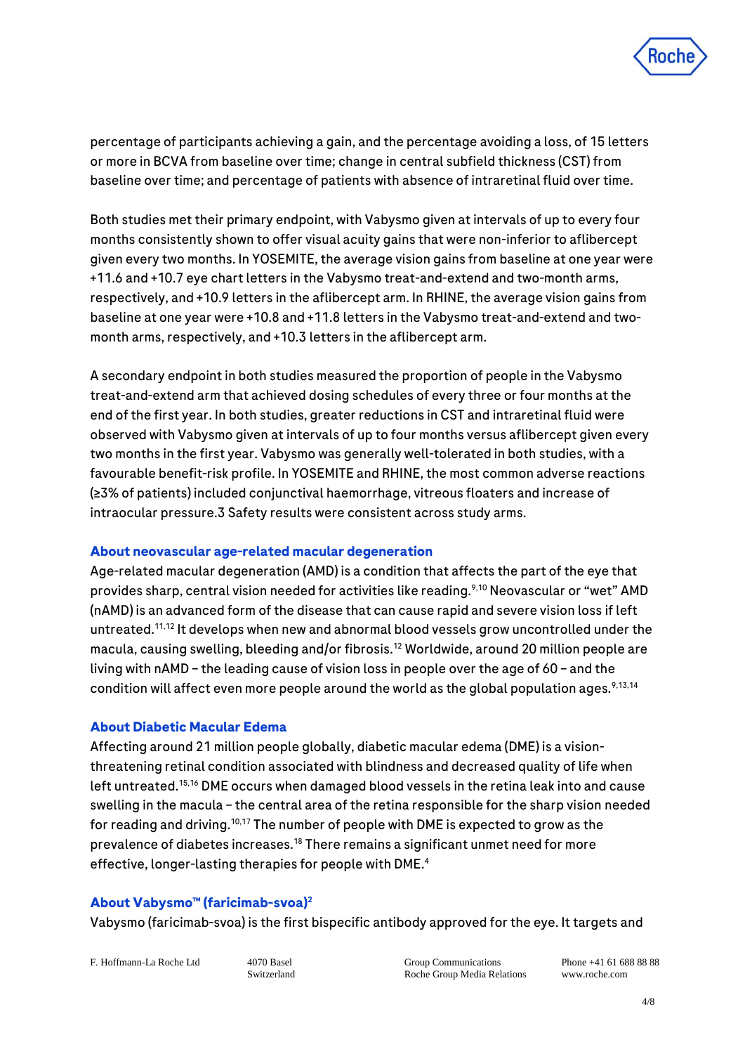percentage of participants achieving a gain, and the percentage avoiding a loss, of 15 letters or more in BCVA from baseline over time; change in central subfield thickness (CST) from baseline over time; and percentage of patients with absence of intraretinal fluid over time.

Both studies met their primary endpoint, with Vabysmo given at intervals of up to every four months consistently shown to offer visual acuity gains that were non-inferior to aflibercept given every two months. In YOSEMITE, the average vision gains from baseline at one year were +11.6 and +10.7 eye chart letters in the Vabysmo treat-and-extend and two-month arms, respectively, and +10.9 letters in the aflibercept arm. In RHINE, the average vision gains from baseline at one year were +10.8 and +11.8 letters in the Vabysmo treat-and-extend and two-month arms, respectively, and +10.3 letters in the aflibercept arm.

A secondary endpoint in both studies measured the proportion of people in the Vabysmo treat-and-extend arm that achieved dosing schedules of every three or four months at the end of the first year. In both studies, greater reductions in CST and intraretinal fluid were observed with Vabysmo given at intervals of up to four months versus aflibercept given every two months in the first year. Vabysmo was generally well-tolerated in both studies, with a favourable benefit-risk profile. In YOSEMITE and RHINE, the most common adverse reactions (≥3% of patients) included conjunctival haemorrhage, vitreous floaters and increase of intraocular pressure.3 Safety results were consistent across study arms.

## About neovascular age-related macular degeneration

Age-related macular degeneration (AMD) is a condition that affects the part of the eye that provides sharp, central vision needed for activities like reading.[9,10] Neovascular or "wet" AMD (nAMD) is an advanced form of the disease that can cause rapid and severe vision loss if left untreated.[11,12] It develops when new and abnormal blood vessels grow uncontrolled under the macula, causing swelling, bleeding and/or fibrosis.[12] Worldwide, around 20 million people are living with nAMD – the leading cause of vision loss in people over the age of 60 – and the condition will affect even more people around the world as the global population ages.[9,13,14]

## About Diabetic Macular Edema

Affecting around 21 million people globally, diabetic macular edema (DME) is a vision-threatening retinal condition associated with blindness and decreased quality of life when left untreated.[15,16] DME occurs when damaged blood vessels in the retina leak into and cause swelling in the macula – the central area of the retina responsible for the sharp vision needed for reading and driving.[10,17] The number of people with DME is expected to grow as the prevalence of diabetes increases.[18] There remains a significant unmet need for more effective, longer-lasting therapies for people with DME.[4]

## About Vabysmo™ (faricimab-svoa)[2]

Vabysmo (faricimab-svoa) is the first bispecific antibody approved for the eye. It targets and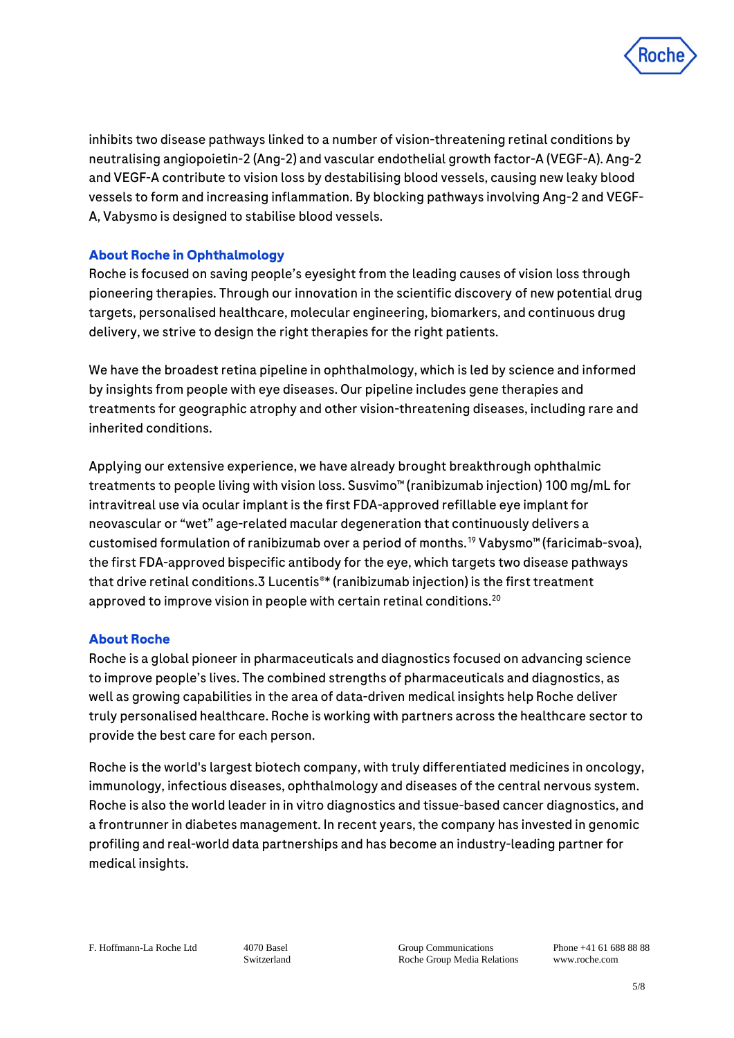inhibits two disease pathways linked to a number of vision-threatening retinal conditions by neutralising angiopoietin-2 (Ang-2) and vascular endothelial growth factor-A (VEGF-A). Ang-2 and VEGF-A contribute to vision loss by destabilising blood vessels, causing new leaky blood vessels to form and increasing inflammation. By blocking pathways involving Ang-2 and VEGF-A, Vabysmo is designed to stabilise blood vessels.

## About Roche in Ophthalmology

Roche is focused on saving people's eyesight from the leading causes of vision loss through pioneering therapies. Through our innovation in the scientific discovery of new potential drug targets, personalised healthcare, molecular engineering, biomarkers, and continuous drug delivery, we strive to design the right therapies for the right patients.

We have the broadest retina pipeline in ophthalmology, which is led by science and informed by insights from people with eye diseases. Our pipeline includes gene therapies and treatments for geographic atrophy and other vision-threatening diseases, including rare and inherited conditions.

Applying our extensive experience, we have already brought breakthrough ophthalmic treatments to people living with vision loss. Susvimo™ (ranibizumab injection) 100 mg/mL for intravitreal use via ocular implant is the first FDA-approved refillable eye implant for neovascular or "wet" age-related macular degeneration that continuously delivers a customised formulation of ranibizumab over a period of months.[19] Vabysmo™ (faricimab-svoa), the first FDA-approved bispecific antibody for the eye, which targets two disease pathways that drive retinal conditions.3 Lucentis®* (ranibizumab injection) is the first treatment approved to improve vision in people with certain retinal conditions.[20]

## About Roche

Roche is a global pioneer in pharmaceuticals and diagnostics focused on advancing science to improve people's lives. The combined strengths of pharmaceuticals and diagnostics, as well as growing capabilities in the area of data-driven medical insights help Roche deliver truly personalised healthcare. Roche is working with partners across the healthcare sector to provide the best care for each person.

Roche is the world's largest biotech company, with truly differentiated medicines in oncology, immunology, infectious diseases, ophthalmology and diseases of the central nervous system. Roche is also the world leader in in vitro diagnostics and tissue-based cancer diagnostics, and a frontrunner in diabetes management. In recent years, the company has invested in genomic profiling and real-world data partnerships and has become an industry-leading partner for medical insights.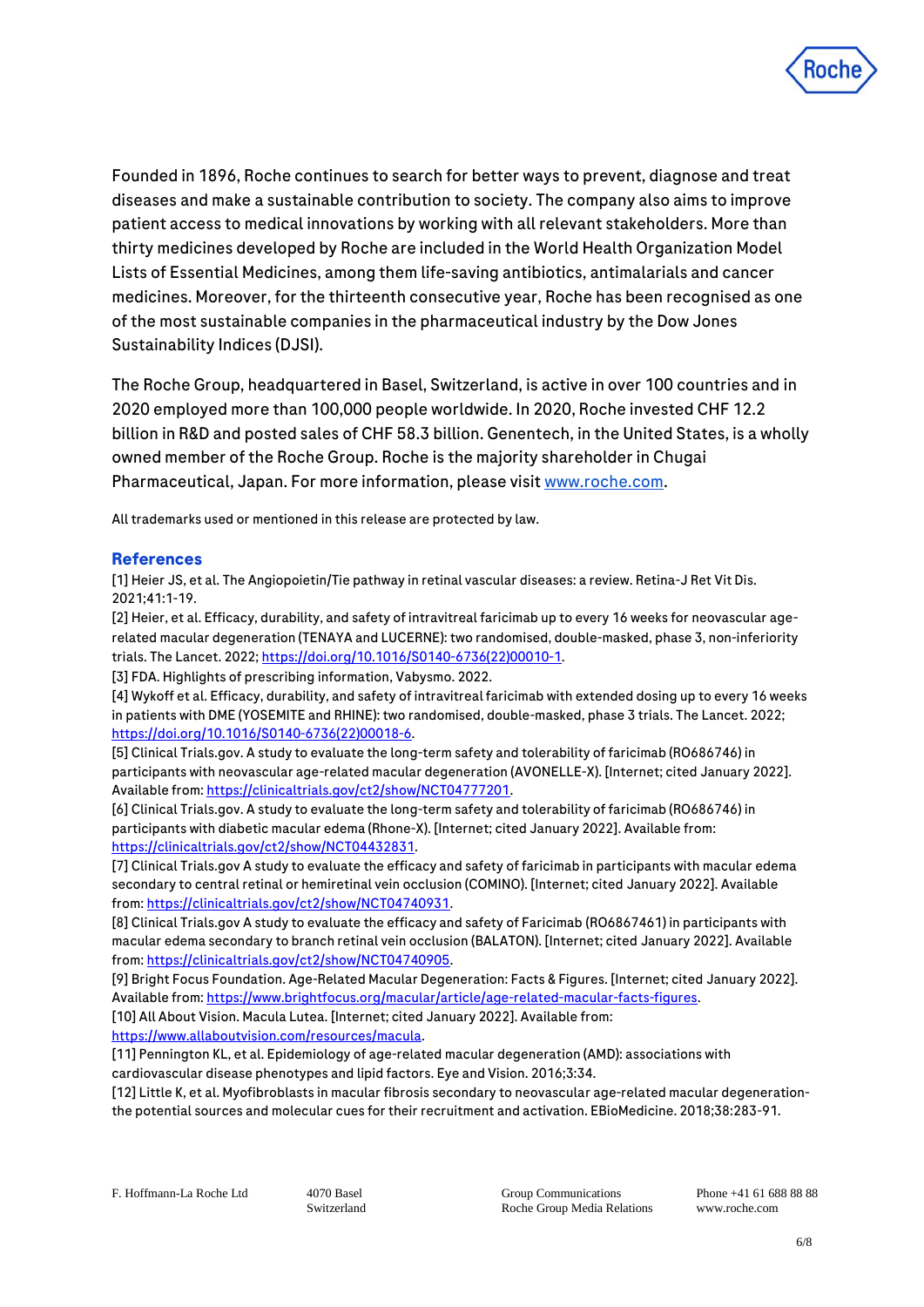Founded in 1896, Roche continues to search for better ways to prevent, diagnose and treat diseases and make a sustainable contribution to society. The company also aims to improve patient access to medical innovations by working with all relevant stakeholders. More than thirty medicines developed by Roche are included in the World Health Organization Model Lists of Essential Medicines, among them life-saving antibiotics, antimalarials and cancer medicines. Moreover, for the thirteenth consecutive year, Roche has been recognised as one of the most sustainable companies in the pharmaceutical industry by the Dow Jones Sustainability Indices (DJSI).

The Roche Group, headquartered in Basel, Switzerland, is active in over 100 countries and in 2020 employed more than 100,000 people worldwide. In 2020, Roche invested CHF 12.2 billion in R&D and posted sales of CHF 58.3 billion. Genentech, in the United States, is a wholly owned member of the Roche Group. Roche is the majority shareholder in Chugai Pharmaceutical, Japan. For more information, please visit www.roche.com.

All trademarks used or mentioned in this release are protected by law.

## References

[1] Heier JS, et al. The Angiopoietin/Tie pathway in retinal vascular diseases: a review. Retina-J Ret Vit Dis. 2021;41:1-19.

[2] Heier, et al. Efficacy, durability, and safety of intravitreal faricimab up to every 16 weeks for neovascular age-related macular degeneration (TENAYA and LUCERNE): two randomised, double-masked, phase 3, non-inferiority trials. The Lancet. 2022; https://doi.org/10.1016/S0140-6736(22)00010-1.

[3] FDA. Highlights of prescribing information, Vabysmo. 2022.

[4] Wykoff et al. Efficacy, durability, and safety of intravitreal faricimab with extended dosing up to every 16 weeks in patients with DME (YOSEMITE and RHINE): two randomised, double-masked, phase 3 trials. The Lancet. 2022; https://doi.org/10.1016/S0140-6736(22)00018-6.

[5] Clinical Trials.gov. A study to evaluate the long-term safety and tolerability of faricimab (RO686746) in participants with neovascular age-related macular degeneration (AVONELLE-X). [Internet; cited January 2022]. Available from: https://clinicaltrials.gov/ct2/show/NCT04777201.

[6] Clinical Trials.gov. A study to evaluate the long-term safety and tolerability of faricimab (RO686746) in participants with diabetic macular edema (Rhone-X). [Internet; cited January 2022]. Available from: https://clinicaltrials.gov/ct2/show/NCT04432831.

[7] Clinical Trials.gov A study to evaluate the efficacy and safety of faricimab in participants with macular edema secondary to central retinal or hemiretinal vein occlusion (COMINO). [Internet; cited January 2022]. Available from: https://clinicaltrials.gov/ct2/show/NCT04740931.

[8] Clinical Trials.gov A study to evaluate the efficacy and safety of Faricimab (RO6867461) in participants with macular edema secondary to branch retinal vein occlusion (BALATON). [Internet; cited January 2022]. Available from: https://clinicaltrials.gov/ct2/show/NCT04740905.

[9] Bright Focus Foundation. Age-Related Macular Degeneration: Facts & Figures. [Internet; cited January 2022]. Available from: https://www.brightfocus.org/macular/article/age-related-macular-facts-figures.

[10] All About Vision. Macula Lutea. [Internet; cited January 2022]. Available from: https://www.allaboutvision.com/resources/macula.

[11] Pennington KL, et al. Epidemiology of age-related macular degeneration (AMD): associations with cardiovascular disease phenotypes and lipid factors. Eye and Vision. 2016;3:34.

[12] Little K, et al. Myofibroblasts in macular fibrosis secondary to neovascular age-related macular degeneration-the potential sources and molecular cues for their recruitment and activation. EBioMedicine. 2018;38:283-91.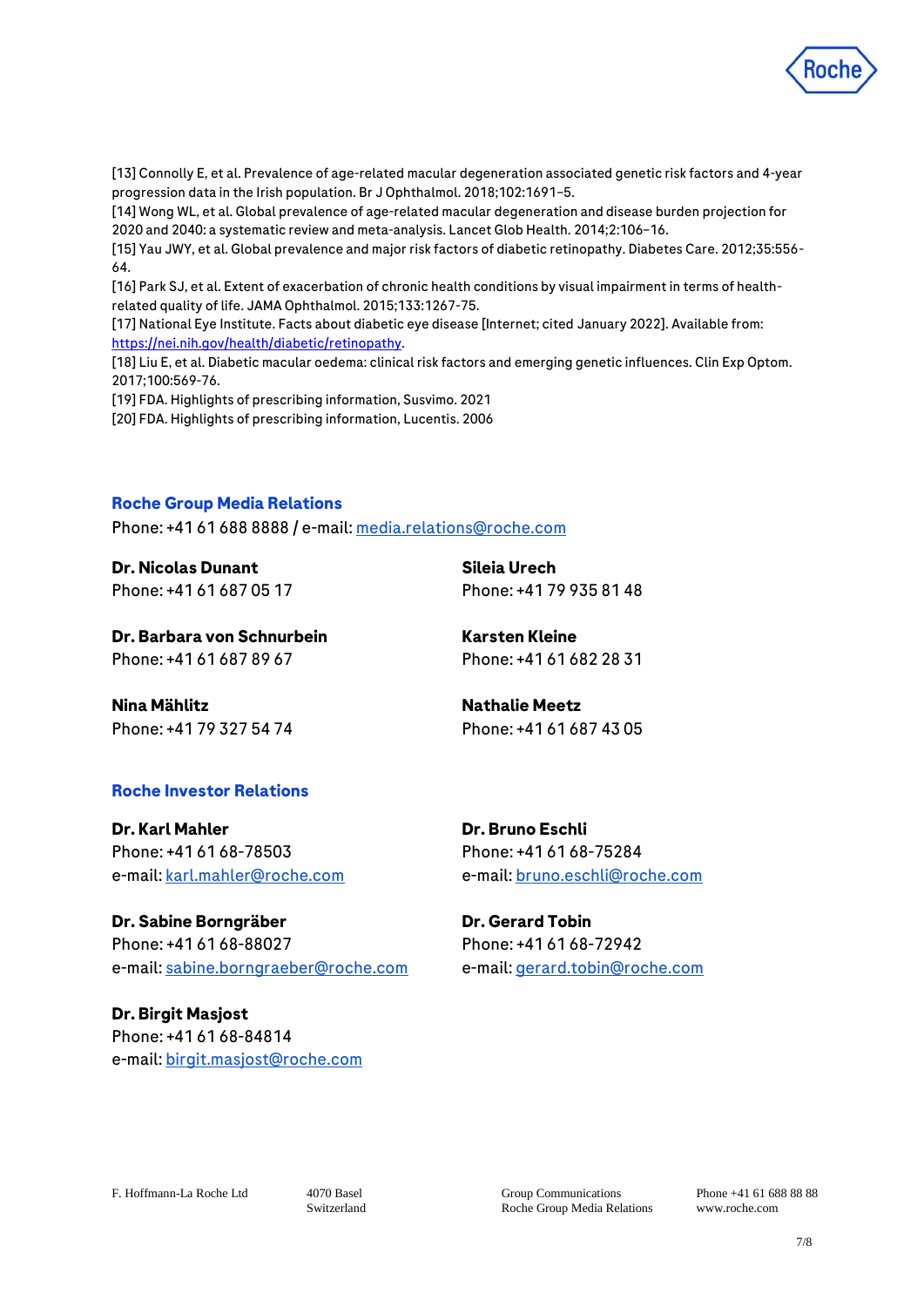[13] Connolly E, et al. Prevalence of age-related macular degeneration associated genetic risk factors and 4-year progression data in the Irish population. Br J Ophthalmol. 2018;102:1691–5.
[14] Wong WL, et al. Global prevalence of age-related macular degeneration and disease burden projection for 2020 and 2040: a systematic review and meta-analysis. Lancet Glob Health. 2014;2:106–16.
[15] Yau JWY, et al. Global prevalence and major risk factors of diabetic retinopathy. Diabetes Care. 2012;35:556-64.
[16] Park SJ, et al. Extent of exacerbation of chronic health conditions by visual impairment in terms of health-related quality of life. JAMA Ophthalmol. 2015;133:1267-75.
[17] National Eye Institute. Facts about diabetic eye disease [Internet; cited January 2022]. Available from: https://nei.nih.gov/health/diabetic/retinopathy.
[18] Liu E, et al. Diabetic macular oedema: clinical risk factors and emerging genetic influences. Clin Exp Optom. 2017;100:569-76.
[19] FDA. Highlights of prescribing information, Susvimo. 2021
[20] FDA. Highlights of prescribing information, Lucentis. 2006

## Roche Group Media Relations

Phone: +41 61 688 8888 / e-mail: media.relations@roche.com

**Dr. Nicolas Dunant**
Phone: +41 61 687 05 17

**Sileia Urech**
Phone: +41 79 935 81 48

**Dr. Barbara von Schnurbein**
Phone: +41 61 687 89 67

**Karsten Kleine**
Phone: +41 61 682 28 31

**Nina Mählitz**
Phone: +41 79 327 54 74

**Nathalie Meetz**
Phone: +41 61 687 43 05

## Roche Investor Relations

**Dr. Karl Mahler**
Phone: +41 61 68-78503
e-mail: karl.mahler@roche.com

**Dr. Bruno Eschli**
Phone: +41 61 68-75284
e-mail: bruno.eschli@roche.com

**Dr. Sabine Borngräber**
Phone: +41 61 68-88027
e-mail: sabine.borngraeber@roche.com

**Dr. Gerard Tobin**
Phone: +41 61 68-72942
e-mail: gerard.tobin@roche.com

**Dr. Birgit Masjost**
Phone: +41 61 68-84814
e-mail: birgit.masjost@roche.com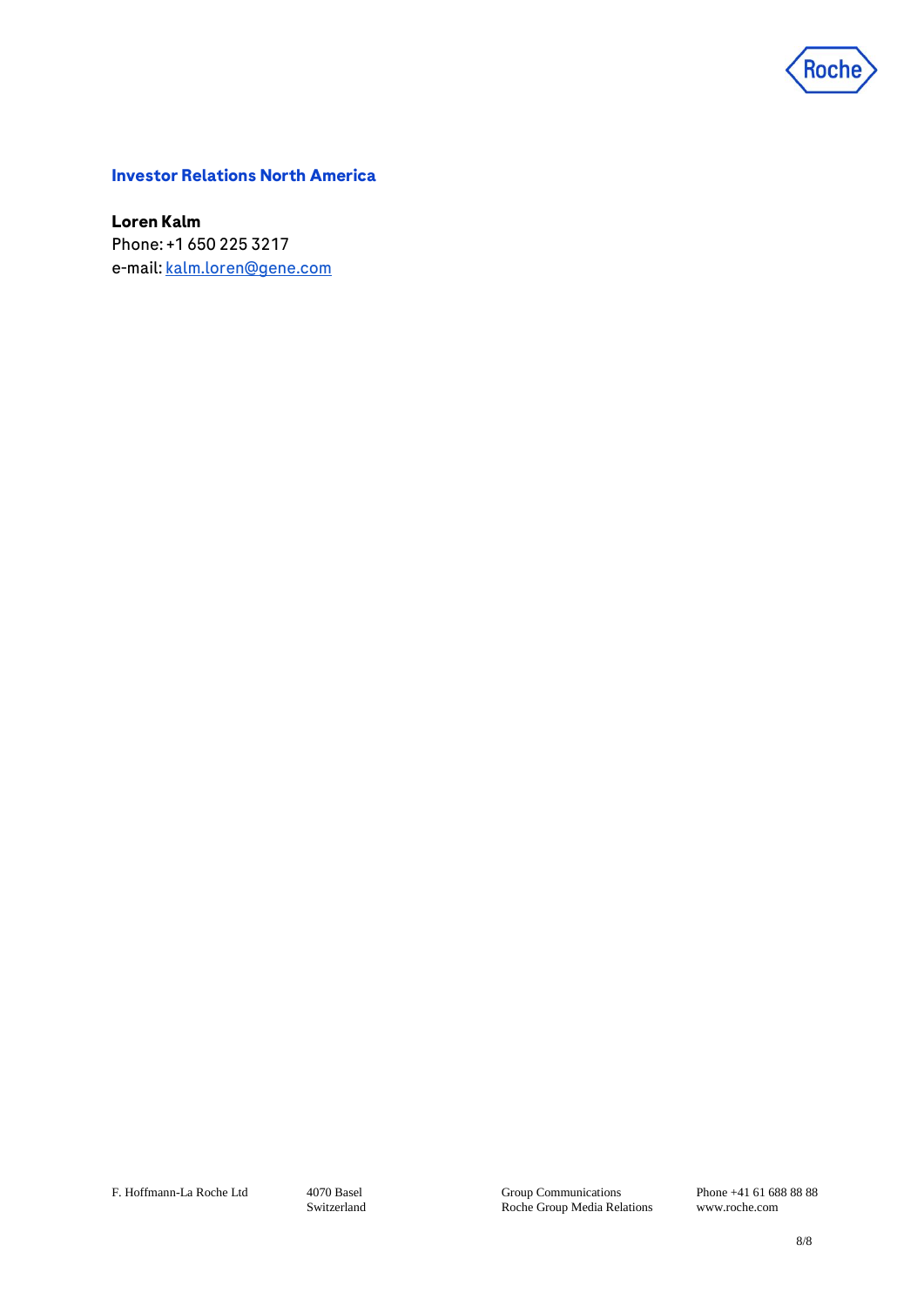### Investor Relations North America

**Loren Kalm**
Phone: +1 650 225 3217
e-mail: kalm.loren@gene.com